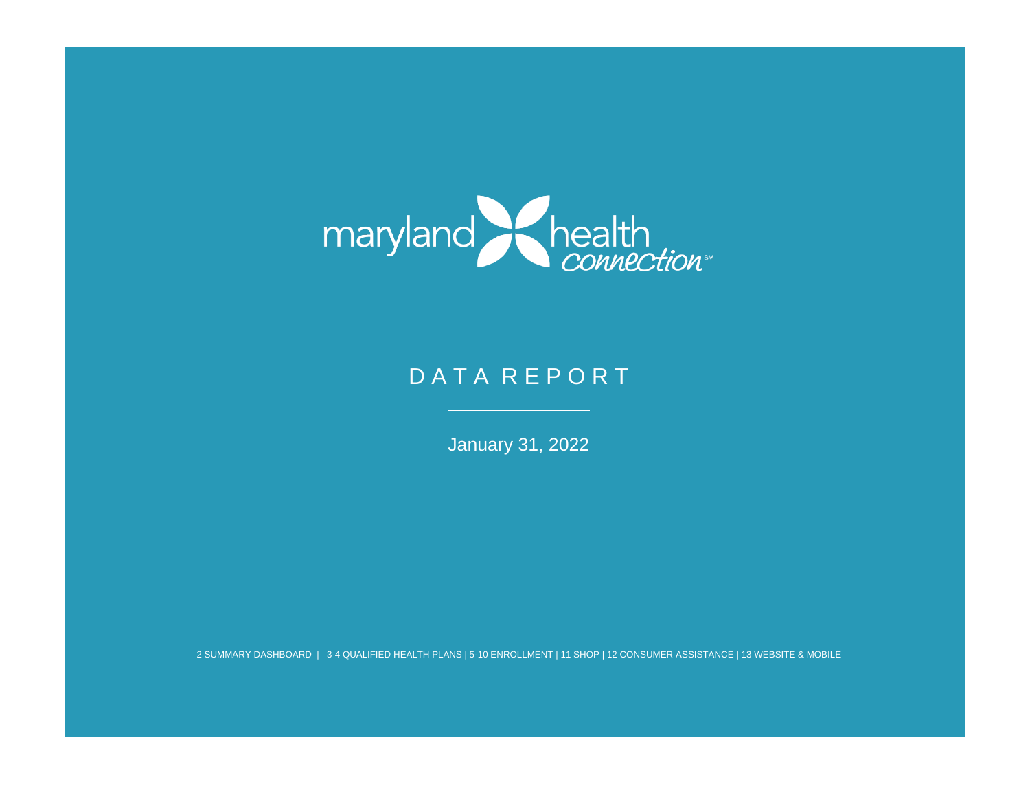maryland health connection[SM]

# DATA REPORT

January 31, 2022

2 SUMMARY DASHBOARD | 3-4 QUALIFIED HEALTH PLANS | 5-10 ENROLLMENT | 11 SHOP | 12 CONSUMER ASSISTANCE | 13 WEBSITE & MOBILE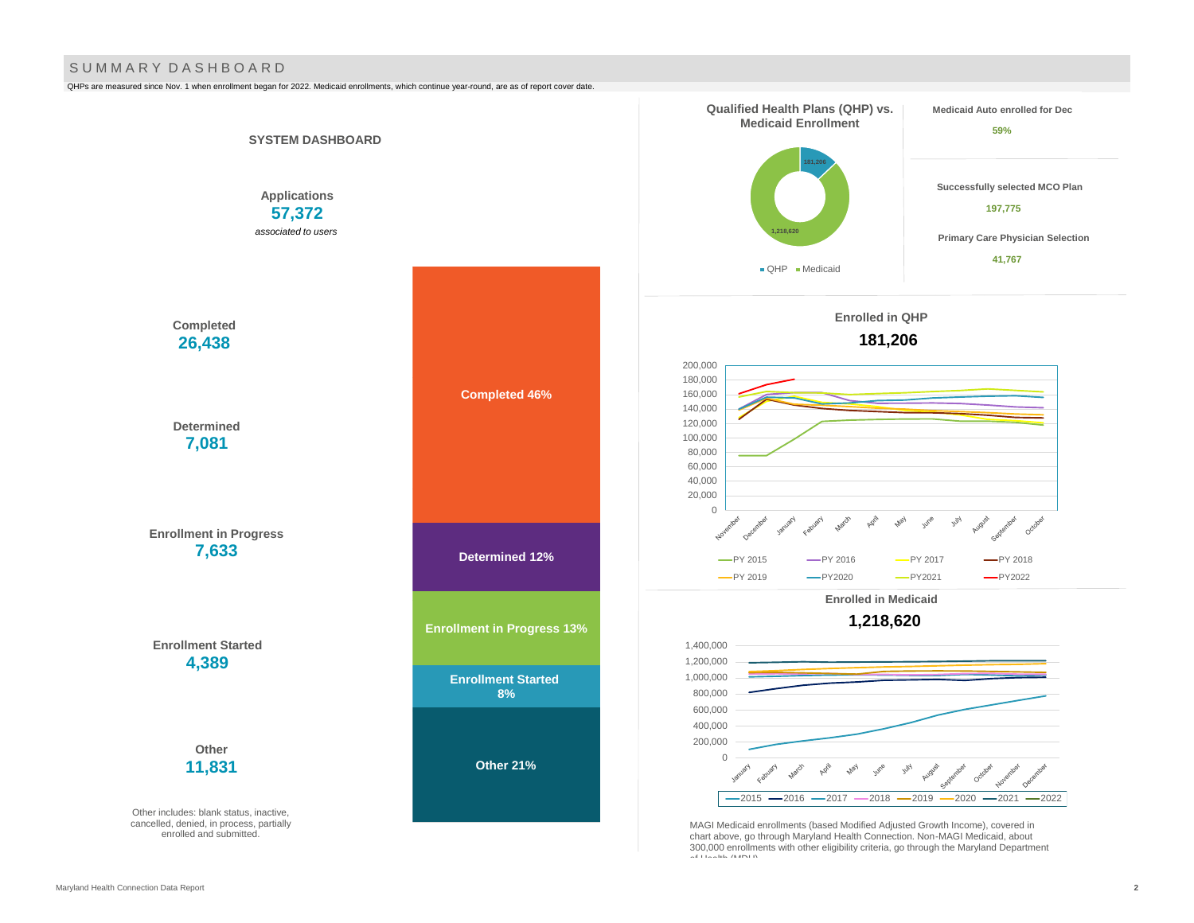# SUMMARY DASHBOARD

QHPs are measured since Nov. 1 when enrollment began for 2022. Medicaid enrollments, which continue year-round, are as of report cover date.

## SYSTEM DASHBOARD

**Applications**
**57,372**
*associated to users*

**Completed**
**26,438**

**Determined**
**7,081**

**Enrollment in Progress**
**7,633**

**Enrollment Started**
**4,389**

**Other**
**11,831**

Other includes: blank status, inactive, cancelled, denied, in process, partially enrolled and submitted.

| Status | Share |
|---|---|
| Completed | 46% |
| Determined | 12% |
| Enrollment in Progress | 13% |
| Enrollment Started | 8% |
| Other | 21% |

## Qualified Health Plans (QHP) vs. Medicaid Enrollment

| | Enrollment |
|---|---|
| QHP | 181,206 |
| Medicaid | 1,218,620 |

**Medicaid Auto enrolled for Dec**
59%

**Successfully selected MCO Plan**
197,775

**Primary Care Physician Selection**
41,767

## Enrolled in QHP

**181,206**

Legend: PY 2015, PY 2016, PY 2017, PY 2018, PY 2019, PY2020, PY2021, PY2022

## Enrolled in Medicaid

**1,218,620**

Legend: 2015, 2016, 2017, 2018, 2019, 2020, 2021, 2022

MAGI Medicaid enrollments (based Modified Adjusted Growth Income), covered in chart above, go through Maryland Health Connection. Non-MAGI Medicaid, about 300,000 enrollments with other eligibility criteria, go through the Maryland Department of Health (MDH).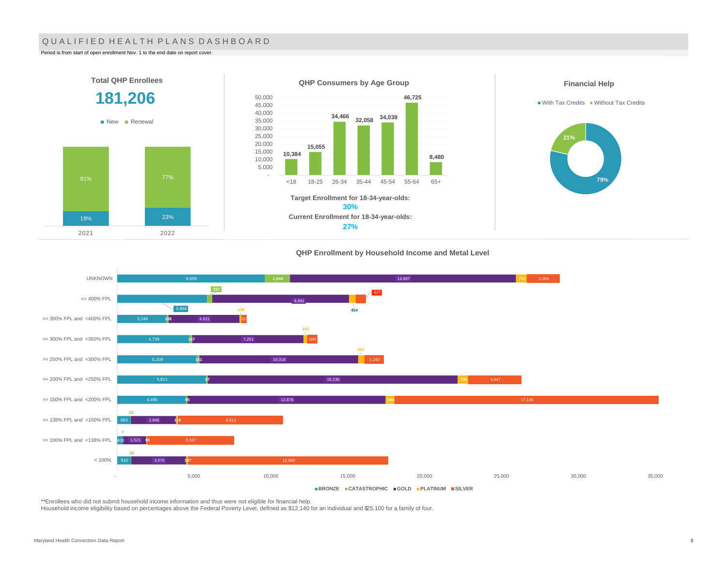# QUALIFIED HEALTH PLANS DASHBOARD

Period is from start of open enrollment Nov. 1 to the end date on report cover.

## Total QHP Enrollees

**181,206**

| Year | New | Renewal |
|---|---|---|
| 2021 | 19% | 81% |
| 2022 | 23% | 77% |

## QHP Consumers by Age Group

| Age Group | Consumers |
|---|---|
| <18 | 10,384 |
| 18-25 | 15,055 |
| 26-34 | 34,466 |
| 35-44 | 32,058 |
| 45-54 | 34,038 |
| 55-64 | 46,725 |
| 65+ | 8,480 |

**Target Enrollment for 18-34-year-olds:**
**30%**

**Current Enrollment for 18-34-year-olds:**
**27%**

## Financial Help

| | Share |
|---|---|
| With Tax Credits | 79% |
| Without Tax Credits | 21% |

## QHP Enrollment by Household Income and Metal Level

| Household Income | BRONZE | CATASTROPHIC | GOLD | PLATINUM | SILVER |
|---|---|---|---|---|---|
| UNKNOWN | 9,609 | 1,644 | 14,687 | 732 | 2,093 |
| >= 400% FPL | 5,866 | 337 | 8,891 | 454 | 627 |
| >= 350% FPL and <400% FPL | 3,246 | 108 | 4,621 | 136 | 311 |
| >= 300% FPL and <350% FPL | 4,739 | 147 | 7,251 | 243 | 644 |
| >= 250% FPL and <300% FPL | 5,209 | 151 | 10,318 | 411 | 1,240 |
| >= 200% FPL and <250% FPL | 5,811 | 97 | 16,236 | 700 | 3,447 |
| >= 150% FPL and <200% FPL | 4,495 | 95 | 12,878 | 594 | 17,136 |
| >= 138% FPL and <150% FPL | 883 | 22 | 2,946 | 119 | 6,812 |
| >= 100% FPL and <138% FPL | 400 | 7 | 1,521 | 66 | 5,597 |
| < 100% | 910 | 30 | 3,570 | 137 | 12,980 |

**Enrollees who did not submit household income information and thus were not eligible for financial help.
Household income eligibility based on percentages above the Federal Poverty Level, defined as $12,140 for an individual and $25,100 for a family of four.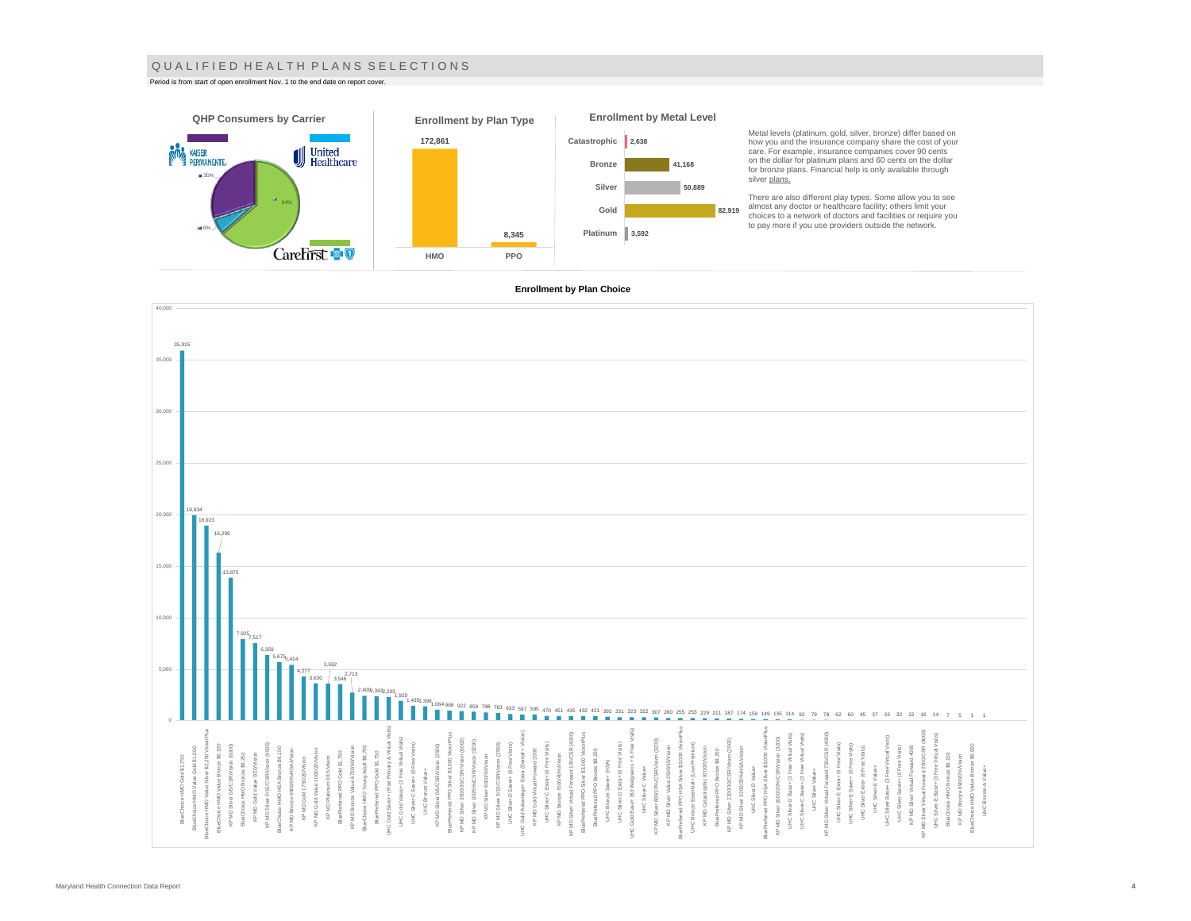# QUALIFIED HEALTH PLANS SELECTIONS

Period is from start of open enrollment Nov. 1 to the end date on report cover.

### QHP Consumers by Carrier

| Carrier | Share |
|---|---|
| Kaiser Permanente | 30% |
| United Healthcare | 6% |
| CareFirst | 64% |

### Enrollment by Plan Type

| Plan Type | Enrollment |
|---|---|
| HMO | 172,861 |
| PPO | 8,345 |

### Enrollment by Metal Level

| Metal Level | Enrollment |
|---|---|
| Catastrophic | 2,638 |
| Bronze | 41,168 |
| Silver | 50,889 |
| Gold | 82,919 |
| Platinum | 3,592 |

Metal levels (platinum, gold, silver, bronze) differ based on how you and the insurance company share the cost of your care. For example, insurance companies cover 90 cents on the dollar for platinum plans and 60 cents on the dollar for bronze plans. Financial help is only available through silver plans.

There are also different play types. Some allow you to see almost any doctor or healthcare facility; others limit your choices to a network of doctors and facilities or require you to pay more if you use providers outside the network.

### Enrollment by Plan Choice

| Plan | Enrollment |
|---|---|
| BlueChoice HMO Gold $1,750 | 35,915 |
| BlueChoice HMO Value Gold $1,000 | 19,934 |
| BlueChoice HMO Value Silver $2,250 VisionPlus | 18,923 |
| BlueChoice HMO Value Bronze $6,300 | 16,299 |
| KP MD Silver 0/0/CSR/Vision (6000) | 13,875 |
| BlueChoice HMO Bronze $8,250 | 7,925 |
| KP MD Gold Value 0/70/Vision | 7,517 |
| KP MD Silver 0/15/CSR/Vision (6000) | 6,359 |
| BlueChoice HMO HSA Bronze $6,150 | 5,675 |
| KP MD Bronze 6900/0%/HSA/Vision | 5,414 |
| KP MD Gold 1750/20/Vision | 4,277 |
| KP MD Gold Value 1000/20/Vision | 3,630 |
| KP MD Platinum 0/15/Vision | 3,592 |
| BluePreferred PPO Gold $1,750 | 3,546 |
| KP MD Bronze Value 6700/40/Vision | 2,713 |
| BlueChoice HMO Young Adult $9,100 | 2,409 |
| BluePreferred PPO Gold $1,750 | 2,363 |
| UHC Gold Saver+ (Free Primary & Virtual Visits) | 2,293 |
| UHC Gold Value+ (3 Free Virtual Visits) | 1,929 |
| UHC Silver-C Saver+ (6 Free Visits) | 1,435 |
| UHC Bronze Value+ | 1,399 |
| KP MD Silver 0/0/CSR/Vision (2500) | 1,064 |
| BluePreferred PPO Silver $3,000 VisionPlus | 968 |
| KP MD Silver 3000/35/CSR/Vision (6000) | 922 |
| KP MD Silver 10/0%/CSR/Vision (3200) | 859 |
| KP MD Silver 6000/40/Vision | 788 |
| KP MD Silver 0/10/CSR/Vision (2500) | 763 |
| UHC Silver-D Saver+ (6 Free Visits) | 633 |
| UHC Gold Advantage+ Extra (Dental + Vision) | 597 |
| KP MD Gold Virtual Forward 2000 | 595 |
| UHC Silver-C Extra+ (6 Free Visits) | 470 |
| KP MD Bronze 7500/40%/Vision | 451 |
| KP MD Silver Virtual Forward 100/CSR (4000) | 435 |
| BluePreferred PPO Silver $3,000 VisionPlus | 432 |
| BluePreferred PPO Bronze $8,250 | 421 |
| UHC Bronze Saver+ (HSA) | 393 |
| UHC Silver-D Extra+ (6 Free Visits) | 331 |
| UHC Gold Basic+ ($3 Walgreens + 6 Free Visits) | 323 |
| UHC Silver-C Value+ | 322 |
| KP MD Silver 600/10%/CSR/Vision (3200) | 307 |
| KP MD Silver Value 2900/70/Vision | 260 |
| BluePreferred PPO HSA Silver $3,000 VisionPlus | 255 |
| UHC Bronze Essential+ (Low Premium) | 253 |
| KP MD Catastrophic 8700/0/Vision | 229 |
| BluePreferred PPO Bronze $8,250 | 211 |
| KP MD Silver 2200/30/CSR/Vision (2500) | 187 |
| KP MD Silver 3200/20%/HSA/Vision | 174 |
| UHC Silver-D Value+ | 159 |
| BluePreferred PPO HSA Silver $3,000 VisionPlus | 149 |
| KP MD Silver 2000/20%/CSR/Vision (3200) | 135 |
| UHC Silver-D Basic+ (3 Free Virtual Visits) | 114 |
| UHC Silver-C Basic+ (3 Free Virtual Visits) | 92 |
| UHC Silver Value+ | 79 |
| KP MD Silver Virtual Forward 750/CSR (4000) | 78 |
| UHC Silver-E Extra+ (6 Free Visits) | 62 |
| UHC Silver-E Saver+ (6 Free Visits) | 60 |
| UHC Silver Extra+ (6 Free Visits) | 45 |
| UHC Silver-E Value+ | 37 |
| UHC Silver Basic+ (3 Free Virtual Visits) | 33 |
| UHC Silver Saver+ (6 Free Visits) | 32 |
| KP MD Silver Virtual Forward 4000 | 22 |
| KP MD Silver Virtual Forward 2000/CSR (4000) | 16 |
| UHC Silver-E Basic+ (3 Free Virtual Visits) | 14 |
| BlueChoice HMO Bronze $6,150 | 7 |
| KP MD Bronze 6900/0%/Vision | 5 |
| BlueChoice HMO Value Bronze $6,000 | 1 |
| UHC Bronze-A Value+ | 1 |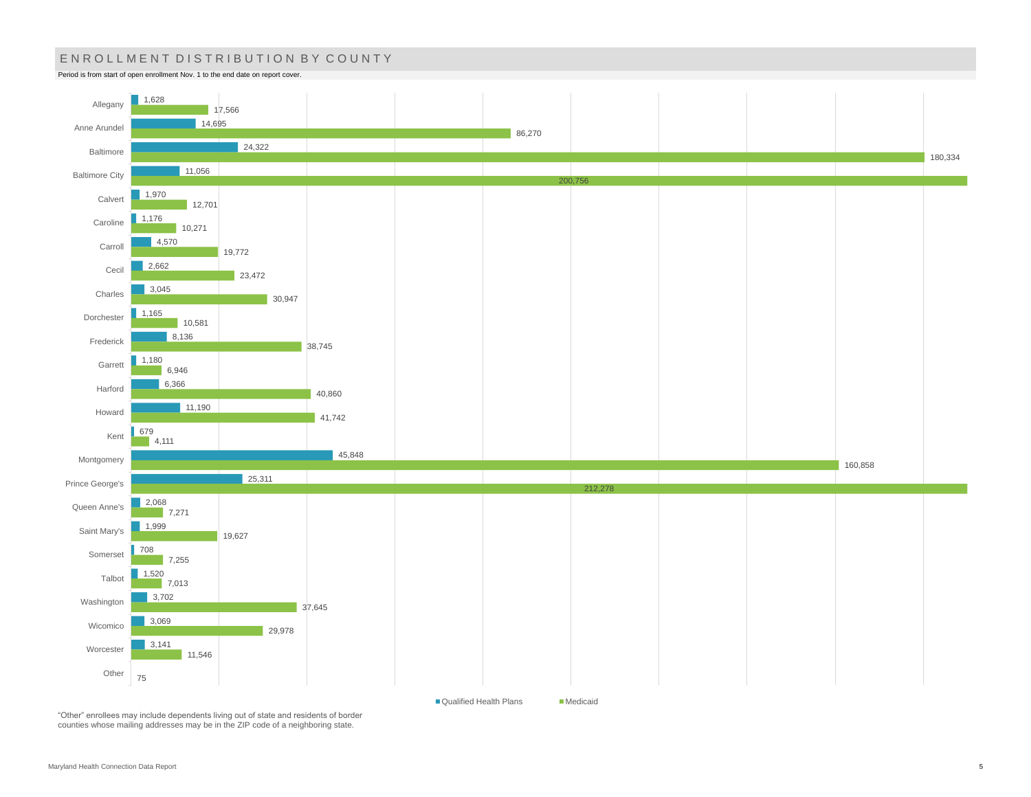# ENROLLMENT DISTRIBUTION BY COUNTY

Period is from start of open enrollment Nov. 1 to the end date on report cover.

| County | Qualified Health Plans | Medicaid |
|---|---|---|
| Allegany | 1,628 | 17,566 |
| Anne Arundel | 14,695 | 86,270 |
| Baltimore | 24,322 | 180,334 |
| Baltimore City | 11,056 | 200,756 |
| Calvert | 1,970 | 12,701 |
| Caroline | 1,176 | 10,271 |
| Carroll | 4,570 | 19,772 |
| Cecil | 2,662 | 23,472 |
| Charles | 3,045 | 30,947 |
| Dorchester | 1,165 | 10,581 |
| Frederick | 8,136 | 38,745 |
| Garrett | 1,180 | 6,946 |
| Harford | 6,366 | 40,860 |
| Howard | 11,190 | 41,742 |
| Kent | 679 | 4,111 |
| Montgomery | 45,848 | 160,858 |
| Prince George's | 25,311 | 212,278 |
| Queen Anne's | 2,068 | 7,271 |
| Saint Mary's | 1,999 | 19,627 |
| Somerset | 708 | 7,255 |
| Talbot | 1,520 | 7,013 |
| Washington | 3,702 | 37,645 |
| Wicomico | 3,069 | 29,978 |
| Worcester | 3,141 | 11,546 |
| Other | | 75 |

"Other" enrollees may include dependents living out of state and residents of border counties whose mailing addresses may be in the ZIP code of a neighboring state.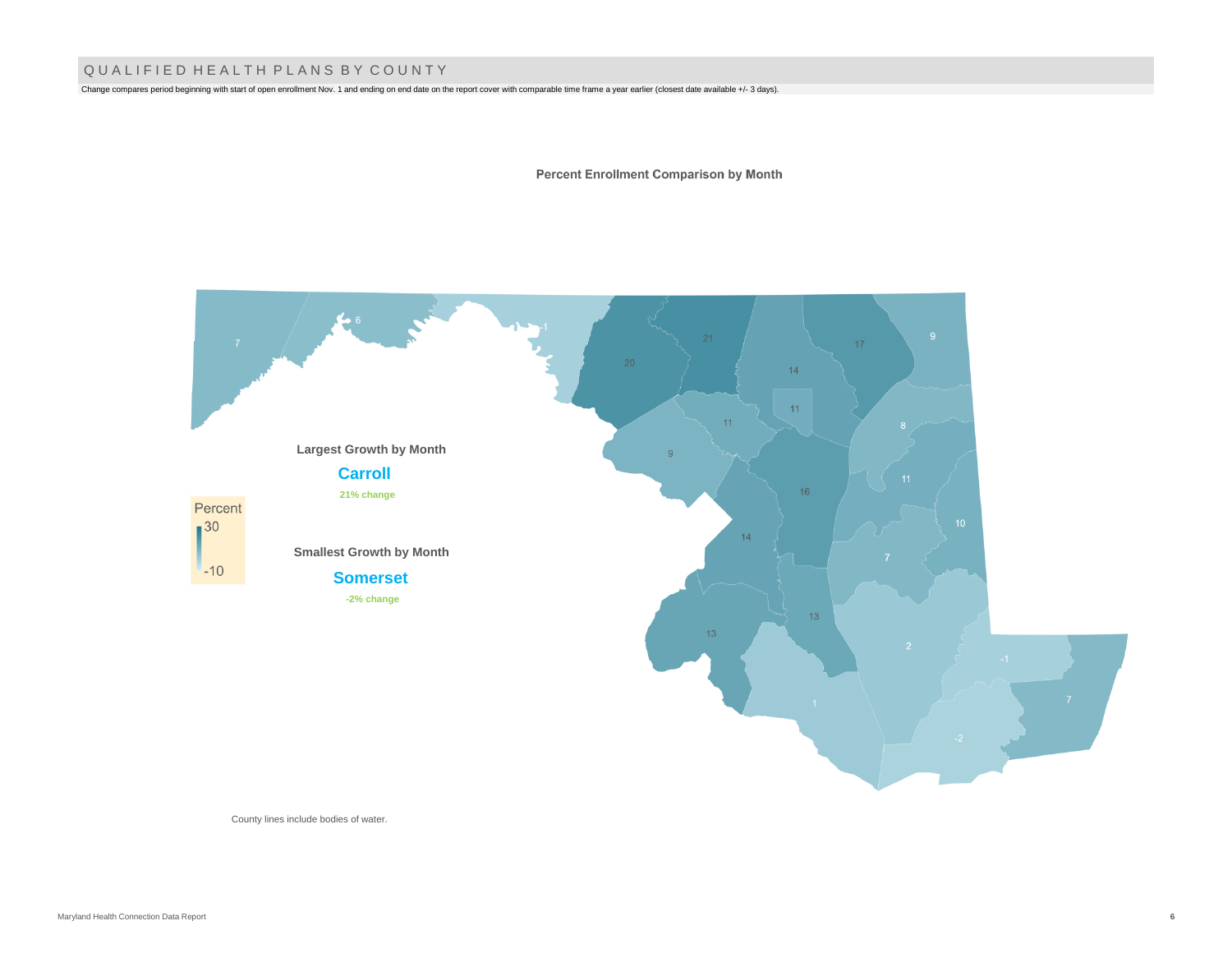# QUALIFIED HEALTH PLANS BY COUNTY

Change compares period beginning with start of open enrollment Nov. 1 and ending on end date on the report cover with comparable time frame a year earlier (closest date available +/- 3 days).

**Percent Enrollment Comparison by Month**

**Largest Growth by Month**

**Carroll**

21% change

Percent
30
-10

**Smallest Growth by Month**

**Somerset**

-2% change

County lines include bodies of water.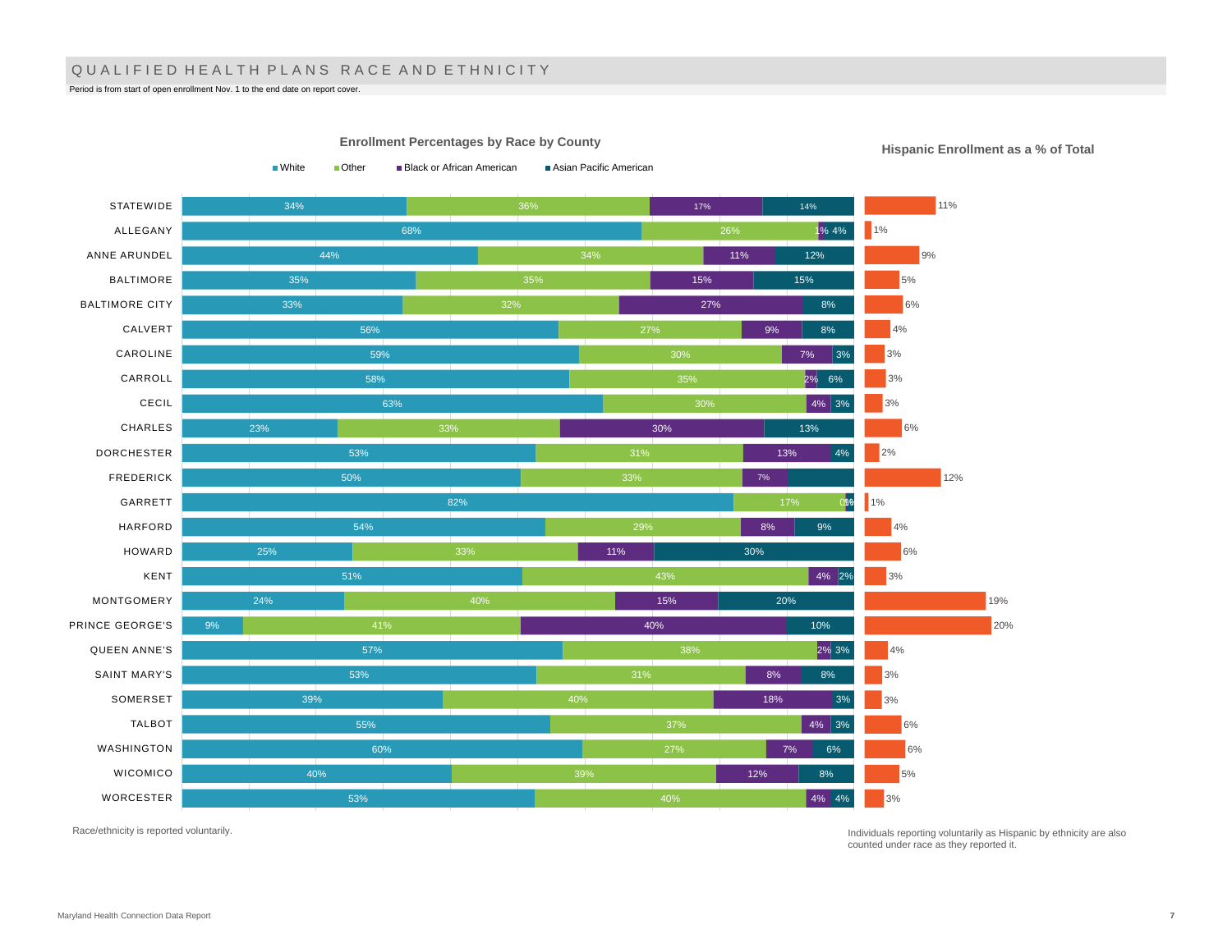# QUALIFIED HEALTH PLANS RACE AND ETHNICITY

Period is from start of open enrollment Nov. 1 to the end date on report cover.

**Enrollment Percentages by Race by County**

| County | White | Other | Black or African American | Asian Pacific American | Hispanic Enrollment as a % of Total |
|---|---|---|---|---|---|
| STATEWIDE | 34% | 36% | 17% | 14% | 11% |
| ALLEGANY | 68% | 26% | 1% | 4% | 1% |
| ANNE ARUNDEL | 44% | 34% | 11% | 12% | 9% |
| BALTIMORE | 35% | 35% | 15% | 15% | 5% |
| BALTIMORE CITY | 33% | 32% | 27% | 8% | 6% |
| CALVERT | 56% | 27% | 9% | 8% | 4% |
| CAROLINE | 59% | 30% | 7% | 3% | 3% |
| CARROLL | 58% | 35% | 2% | 6% | 3% |
| CECIL | 63% | 30% | 4% | 3% | 3% |
| CHARLES | 23% | 33% | 30% | 13% | 6% |
| DORCHESTER | 53% | 31% | 13% | 4% | 2% |
| FREDERICK | 50% | 33% | 7% | | 12% |
| GARRETT | 82% | 17% | 0% | 1% | 1% |
| HARFORD | 54% | 29% | 8% | 9% | 4% |
| HOWARD | 25% | 33% | 11% | 30% | 6% |
| KENT | 51% | 43% | 4% | 2% | 3% |
| MONTGOMERY | 24% | 40% | 15% | 20% | 19% |
| PRINCE GEORGE'S | 9% | 41% | 40% | 10% | 20% |
| QUEEN ANNE'S | 57% | 38% | 2% | 3% | 4% |
| SAINT MARY'S | 53% | 31% | 8% | 8% | 3% |
| SOMERSET | 39% | 40% | 18% | 3% | 3% |
| TALBOT | 55% | 37% | 4% | 3% | 6% |
| WASHINGTON | 60% | 27% | 7% | 6% | 6% |
| WICOMICO | 40% | 39% | 12% | 8% | 5% |
| WORCESTER | 53% | 40% | 4% | 4% | 3% |

Race/ethnicity is reported voluntarily.

Individuals reporting voluntarily as Hispanic by ethnicity are also counted under race as they reported it.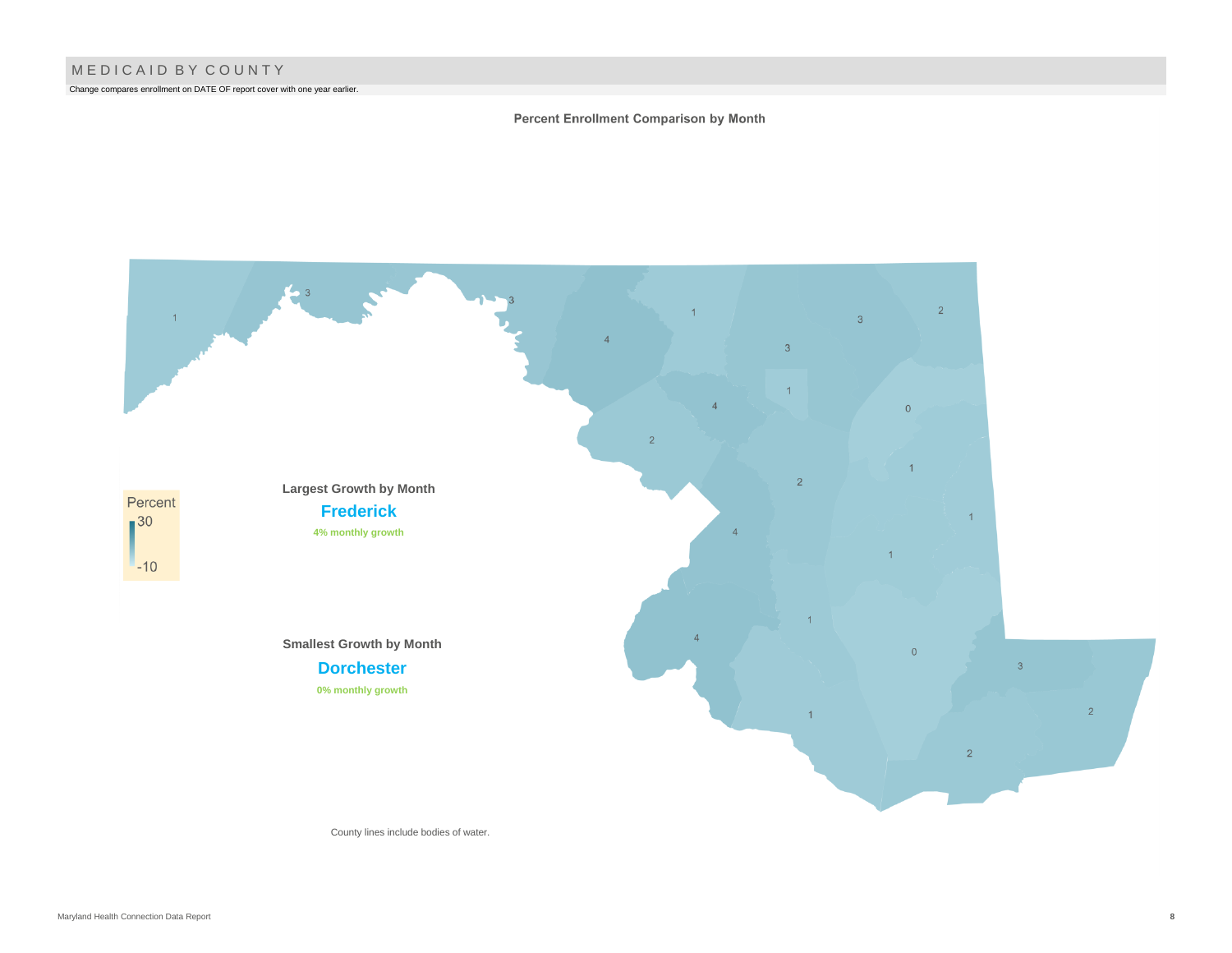# MEDICAID BY COUNTY

Change compares enrollment on DATE OF report cover with one year earlier.

**Percent Enrollment Comparison by Month**

Percent
30
-10

**Largest Growth by Month**

**Frederick**

4% monthly growth

**Smallest Growth by Month**

**Dorchester**

0% monthly growth

County lines include bodies of water.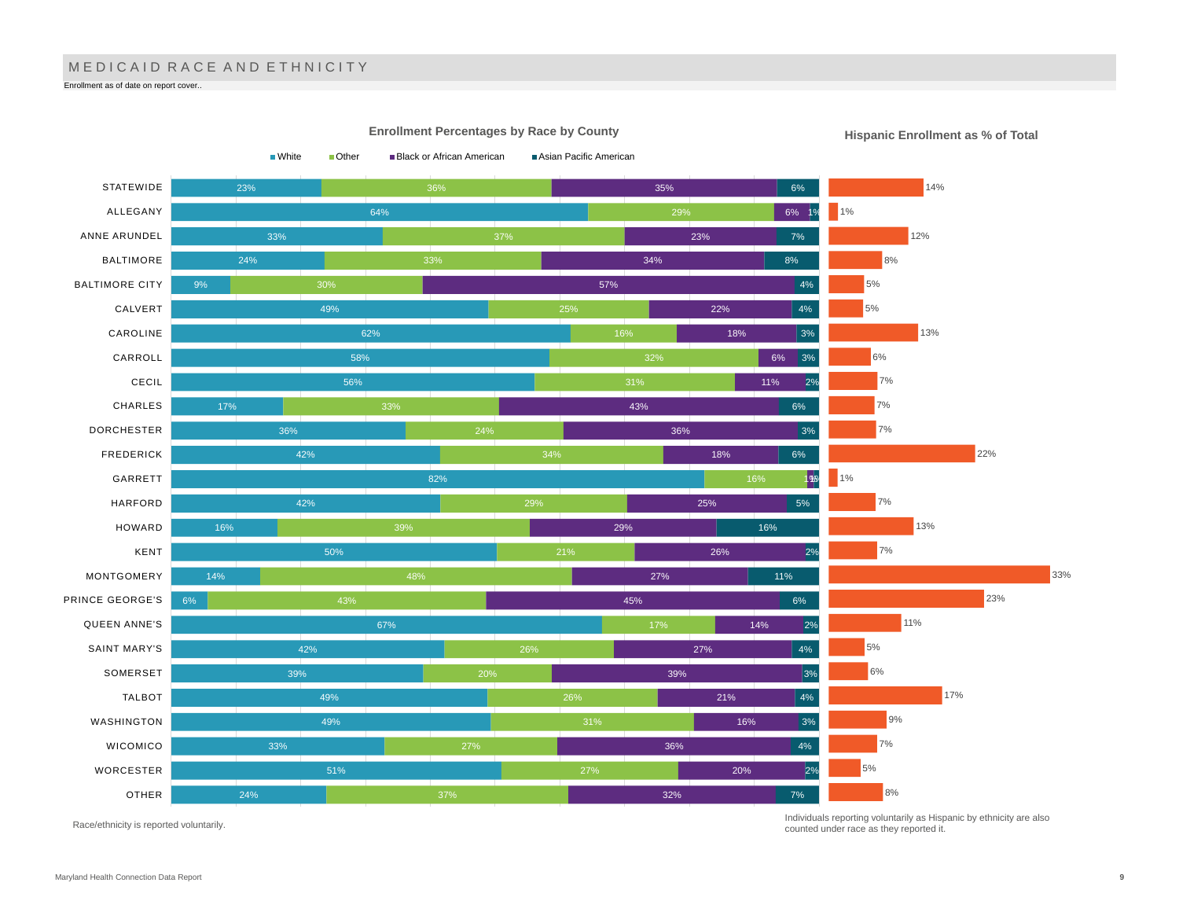# MEDICAID RACE AND ETHNICITY

Enrollment as of date on report cover..

**Enrollment Percentages by Race by County**

| County | White | Other | Black or African American | Asian Pacific American | Hispanic Enrollment as % of Total |
|---|---|---|---|---|---|
| STATEWIDE | 23% | 36% | 35% | 6% | 14% |
| ALLEGANY | 64% | 29% | 6% | 1% | 1% |
| ANNE ARUNDEL | 33% | 37% | 23% | 7% | 12% |
| BALTIMORE | 24% | 33% | 34% | 8% | 8% |
| BALTIMORE CITY | 9% | 30% | 57% | 4% | 5% |
| CALVERT | 49% | 25% | 22% | 4% | 5% |
| CAROLINE | 62% | 16% | 18% | 3% | 13% |
| CARROLL | 58% | 32% | 6% | 3% | 6% |
| CECIL | 56% | 31% | 11% | 2% | 7% |
| CHARLES | 17% | 33% | 43% | 6% | 7% |
| DORCHESTER | 36% | 24% | 36% | 3% | 7% |
| FREDERICK | 42% | 34% | 18% | 6% | 22% |
| GARRETT | 82% | 16% | 1% | 1% | 1% |
| HARFORD | 42% | 29% | 25% | 5% | 7% |
| HOWARD | 16% | 39% | 29% | 16% | 13% |
| KENT | 50% | 21% | 26% | 2% | 7% |
| MONTGOMERY | 14% | 48% | 27% | 11% | 33% |
| PRINCE GEORGE'S | 6% | 43% | 45% | 6% | 23% |
| QUEEN ANNE'S | 67% | 17% | 14% | 2% | 11% |
| SAINT MARY'S | 42% | 26% | 27% | 4% | 5% |
| SOMERSET | 39% | 20% | 39% | 3% | 6% |
| TALBOT | 49% | 26% | 21% | 4% | 17% |
| WASHINGTON | 49% | 31% | 16% | 3% | 9% |
| WICOMICO | 33% | 27% | 36% | 4% | 7% |
| WORCESTER | 51% | 27% | 20% | 2% | 5% |
| OTHER | 24% | 37% | 32% | 7% | 8% |

Race/ethnicity is reported voluntarily.

Individuals reporting voluntarily as Hispanic by ethnicity are also counted under race as they reported it.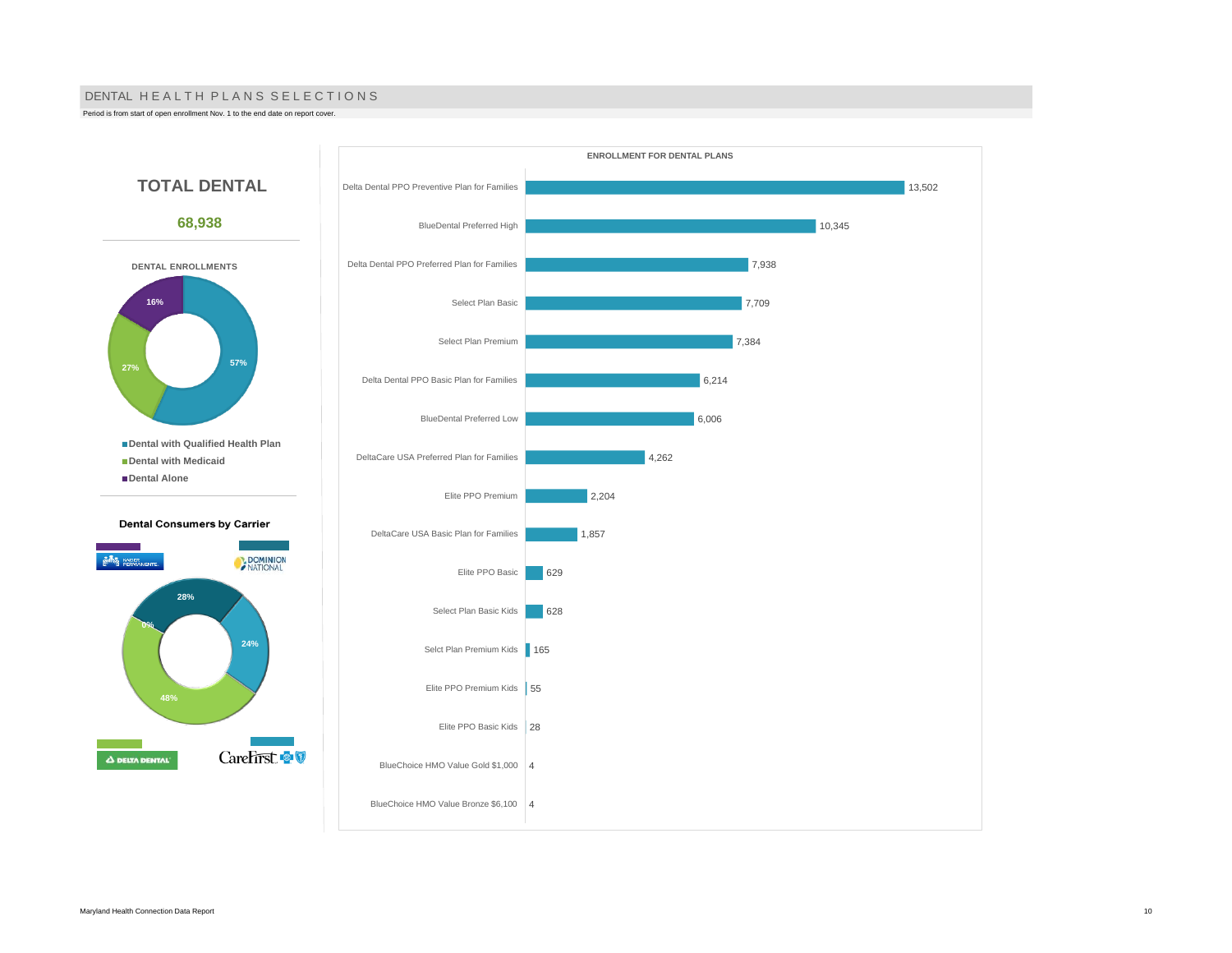# DENTAL HEALTH PLANS SELECTIONS

Period is from start of open enrollment Nov. 1 to the end date on report cover.

## TOTAL DENTAL

**68,938**

**DENTAL ENROLLMENTS**

| Category | Percent |
| --- | --- |
| Dental with Qualified Health Plan | 57% |
| Dental with Medicaid | 27% |
| Dental Alone | 16% |

**Dental Consumers by Carrier**

| Carrier | Percent |
| --- | --- |
| Kaiser Permanente | 0% |
| Dominion National | 28% |
| CareFirst | 24% |
| Delta Dental | 48% |

**ENROLLMENT FOR DENTAL PLANS**

| Plan | Enrollment |
| --- | --- |
| Delta Dental PPO Preventive Plan for Families | 13,502 |
| BlueDental Preferred High | 10,345 |
| Delta Dental PPO Preferred Plan for Families | 7,938 |
| Select Plan Basic | 7,709 |
| Select Plan Premium | 7,384 |
| Delta Dental PPO Basic Plan for Families | 6,214 |
| BlueDental Preferred Low | 6,006 |
| DeltaCare USA Preferred Plan for Families | 4,262 |
| Elite PPO Premium | 2,204 |
| DeltaCare USA Basic Plan for Families | 1,857 |
| Elite PPO Basic | 629 |
| Select Plan Basic Kids | 628 |
| Selct Plan Premium Kids | 165 |
| Elite PPO Premium Kids | 55 |
| Elite PPO Basic Kids | 28 |
| BlueChoice HMO Value Gold $1,000 | 4 |
| BlueChoice HMO Value Bronze $6,100 | 4 |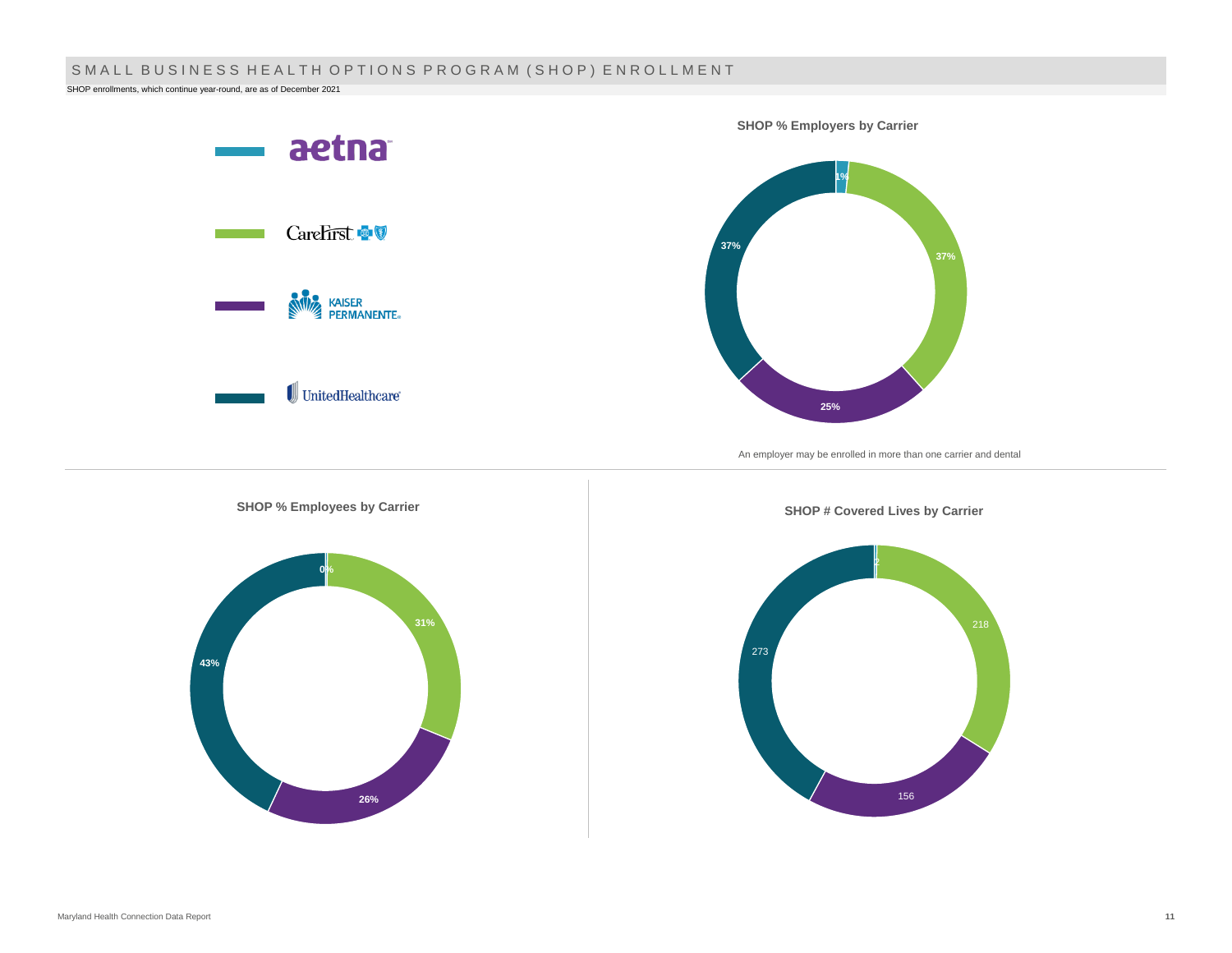## SMALL BUSINESS HEALTH OPTIONS PROGRAM (SHOP) ENROLLMENT

SHOP enrollments, which continue year-round, are as of December 2021

Legend: aetna, CareFirst, Kaiser Permanente, UnitedHealthcare

**SHOP % Employers by Carrier**

| Carrier | % Employers |
|---|---|
| Aetna | 1% |
| CareFirst | 37% |
| Kaiser Permanente | 25% |
| UnitedHealthcare | 37% |

An employer may be enrolled in more than one carrier and dental

**SHOP % Employees by Carrier**

| Carrier | % Employees |
|---|---|
| Aetna | 0% |
| CareFirst | 31% |
| Kaiser Permanente | 26% |
| UnitedHealthcare | 43% |

**SHOP # Covered Lives by Carrier**

| Carrier | # Covered Lives |
|---|---|
| Aetna | 2 |
| CareFirst | 218 |
| Kaiser Permanente | 156 |
| UnitedHealthcare | 273 |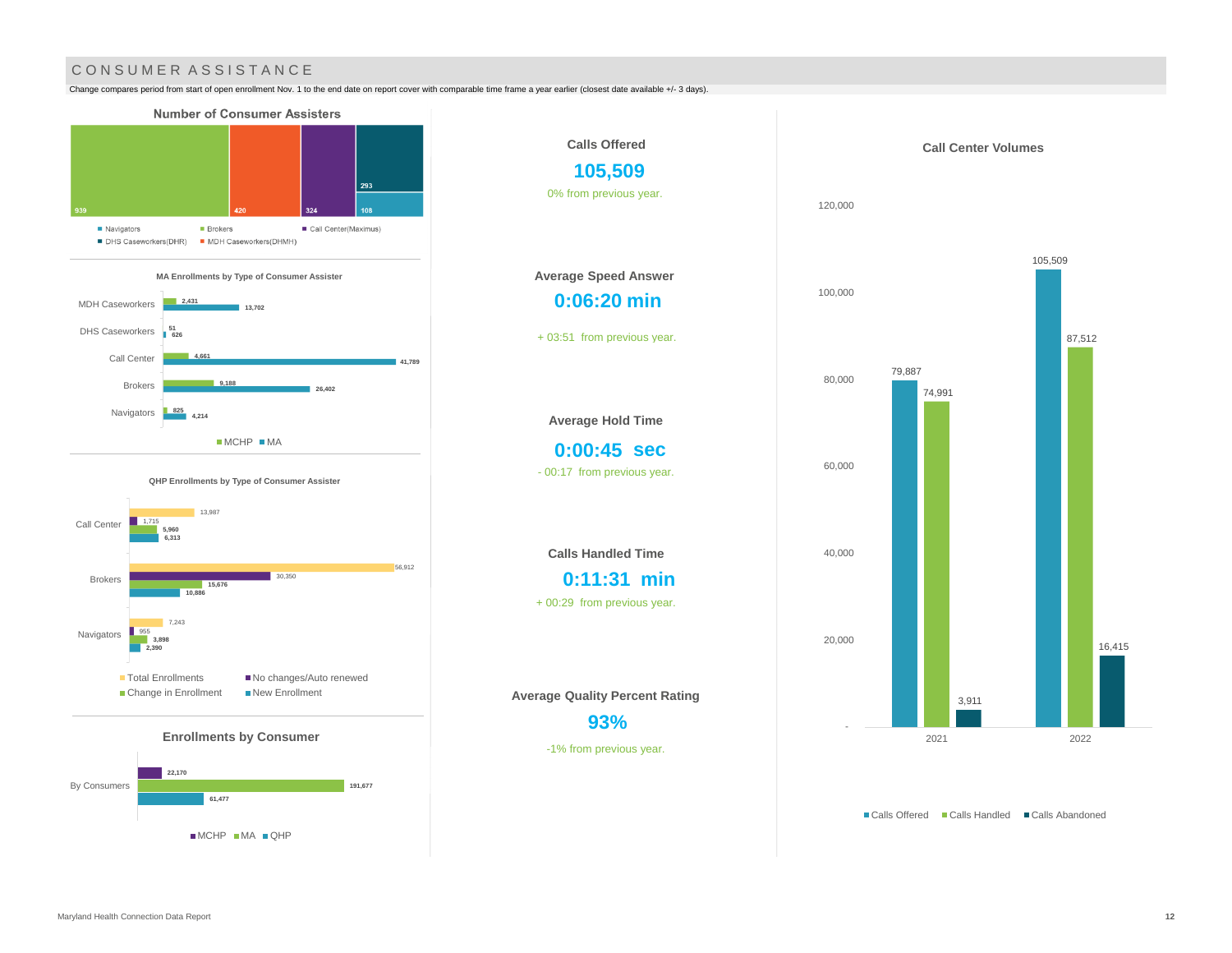## CONSUMER ASSISTANCE

Change compares period from start of open enrollment Nov. 1 to the end date on report cover with comparable time frame a year earlier (closest date available +/- 3 days).

### Number of Consumer Assisters

| Type | Number |
|---|---|
| Brokers | 939 |
| MDH Caseworkers(DHMH) | 420 |
| Call Center(Maximus) | 324 |
| DHS Caseworkers(DHR) | 293 |
| Navigators | 108 |

### MA Enrollments by Type of Consumer Assister

| Type | MCHP | MA |
|---|---|---|
| MDH Caseworkers | 2,431 | 13,702 |
| DHS Caseworkers | 51 | 626 |
| Call Center | 4,661 | 41,789 |
| Brokers | 9,188 | 26,402 |
| Navigators | 825 | 4,214 |

### QHP Enrollments by Type of Consumer Assister

| Type | Total Enrollments | No changes/Auto renewed | Change in Enrollment | New Enrollment |
|---|---|---|---|---|
| Call Center | 13,987 | 1,715 | 5,960 | 6,313 |
| Brokers | 56,912 | 30,350 | 15,676 | 10,886 |
| Navigators | 7,243 | 955 | 3,898 | 2,390 |

### Enrollments by Consumer

| | MCHP | MA | QHP |
|---|---|---|---|
| By Consumers | 22,170 | 191,677 | 61,477 |

**Calls Offered**

**105,509**

0% from previous year.

**Average Speed Answer**

**0:06:20 min**

+ 03:51 from previous year.

**Average Hold Time**

**0:00:45 sec**

- 00:17 from previous year.

**Calls Handled Time**

**0:11:31 min**

+ 00:29 from previous year.

**Average Quality Percent Rating**

**93%**

-1% from previous year.

### Call Center Volumes

| Year | Calls Offered | Calls Handled | Calls Abandoned |
|---|---|---|---|
| 2021 | 79,887 | 74,991 | 3,911 |
| 2022 | 105,509 | 87,512 | 16,415 |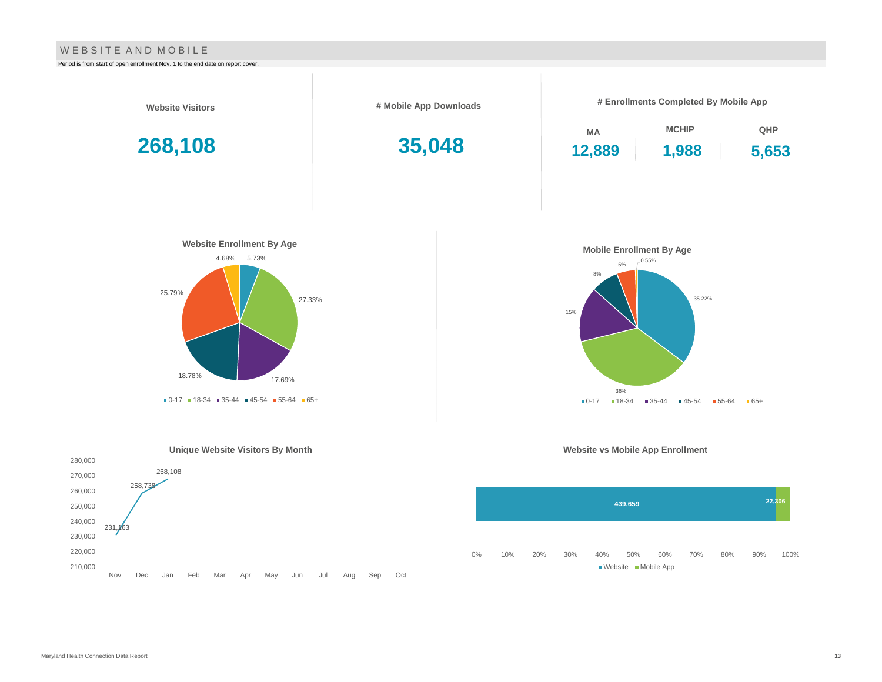## WEBSITE AND MOBILE

Period is from start of open enrollment Nov. 1 to the end date on report cover.

**Website Visitors**

**268,108**

**# Mobile App Downloads**

**35,048**

**# Enrollments Completed By Mobile App**

| MA | MCHIP | QHP |
|---|---|---|
| 12,889 | 1,988 | 5,653 |

**Website Enrollment By Age**

4.68%
5.73%
27.33%
25.79%
18.78%
17.69%

0-17 18-34 35-44 45-54 55-64 65+

**Mobile Enrollment By Age**

0.55%
5%
8%
15%
35.22%
36%

0-17 18-34 35-44 45-54 55-64 65+

**Unique Website Visitors By Month**

280,000
270,000
260,000
250,000
240,000
230,000
220,000
210,000

268,108
258,738
231,163

Nov Dec Jan Feb Mar Apr May Jun Jul Aug Sep Oct

**Website vs Mobile App Enrollment**

439,659
22,306

0% 10% 20% 30% 40% 50% 60% 70% 80% 90% 100%

Website Mobile App